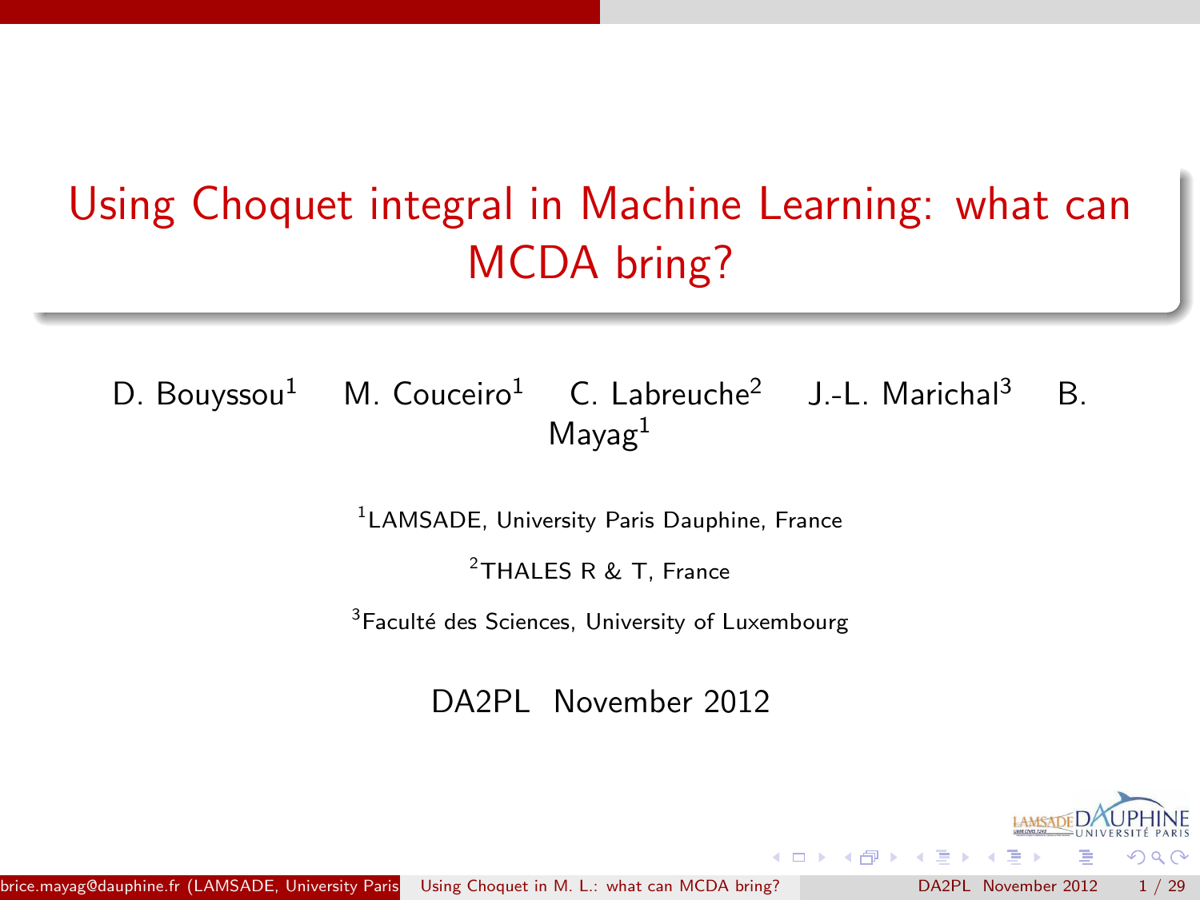# Using Choquet integral in Machine Learning: what can MCDA bring?

D. Bouyssou[1] M. Couceiro[1] C. Labreuche[2] J.-L. Marichal[3] B. Mayag[1]

[1]LAMSADE, University Paris Dauphine, France

[2]THALES R & T, France

[3]Faculté des Sciences, University of Luxembourg

DA2PL November 2012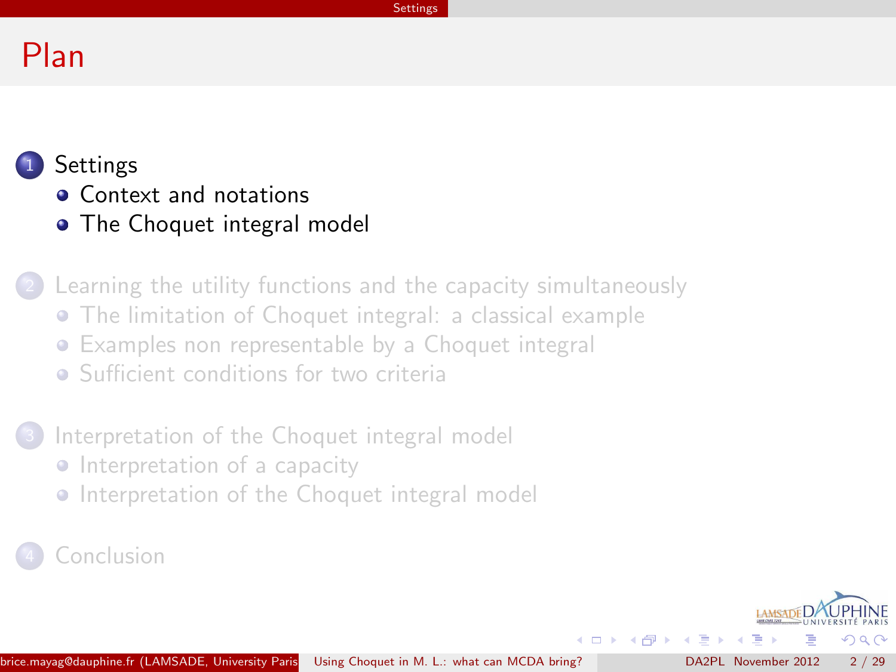# Plan

1. Settings
   - Context and notations
   - The Choquet integral model

2. Learning the utility functions and the capacity simultaneously
   - The limitation of Choquet integral: a classical example
   - Examples non representable by a Choquet integral
   - Sufficient conditions for two criteria

3. Interpretation of the Choquet integral model
   - Interpretation of a capacity
   - Interpretation of the Choquet integral model

4. Conclusion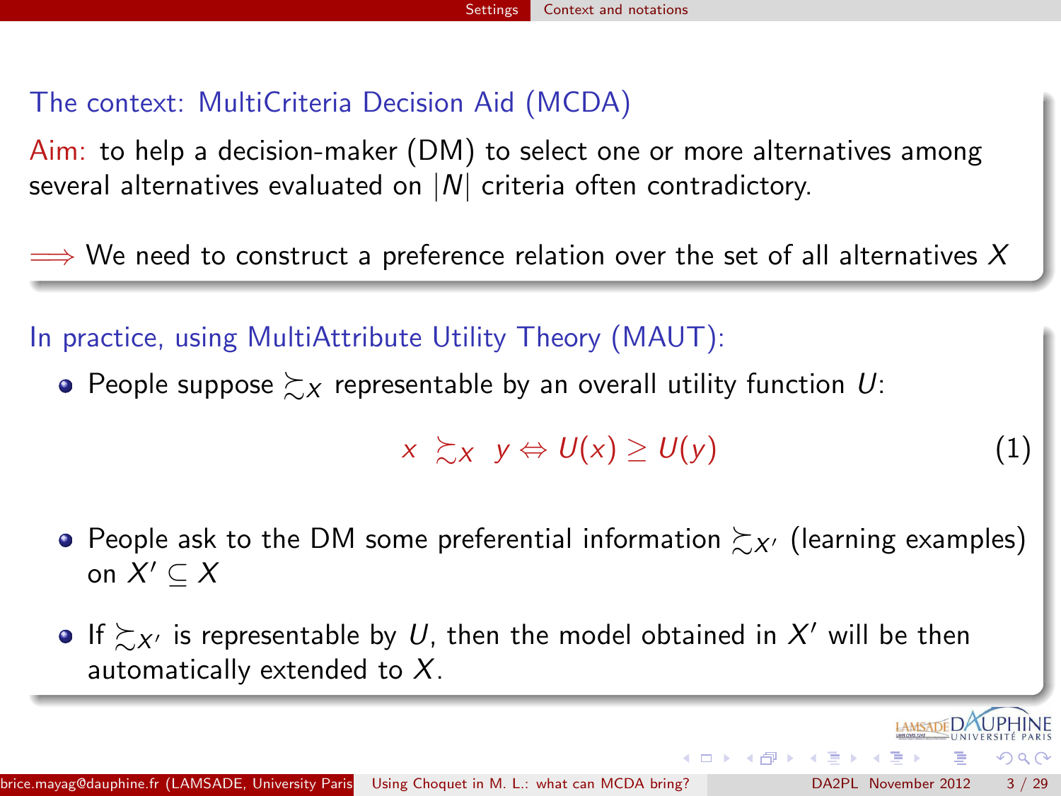## The context: MultiCriteria Decision Aid (MCDA)

Aim: to help a decision-maker (DM) to select one or more alternatives among several alternatives evaluated on $|N|$ criteria often contradictory.

$\Longrightarrow$ We need to construct a preference relation over the set of all alternatives $X$

## In practice, using MultiAttribute Utility Theory (MAUT):

- People suppose $\succsim_X$ representable by an overall utility function $U$:

$$x \succsim_X y \Leftrightarrow U(x) \geq U(y) \tag{1}$$

- People ask to the DM some preferential information $\succsim_{X'}$ (learning examples) on $X' \subseteq X$
- If $\succsim_{X'}$ is representable by $U$, then the model obtained in $X'$ will be then automatically extended to $X$.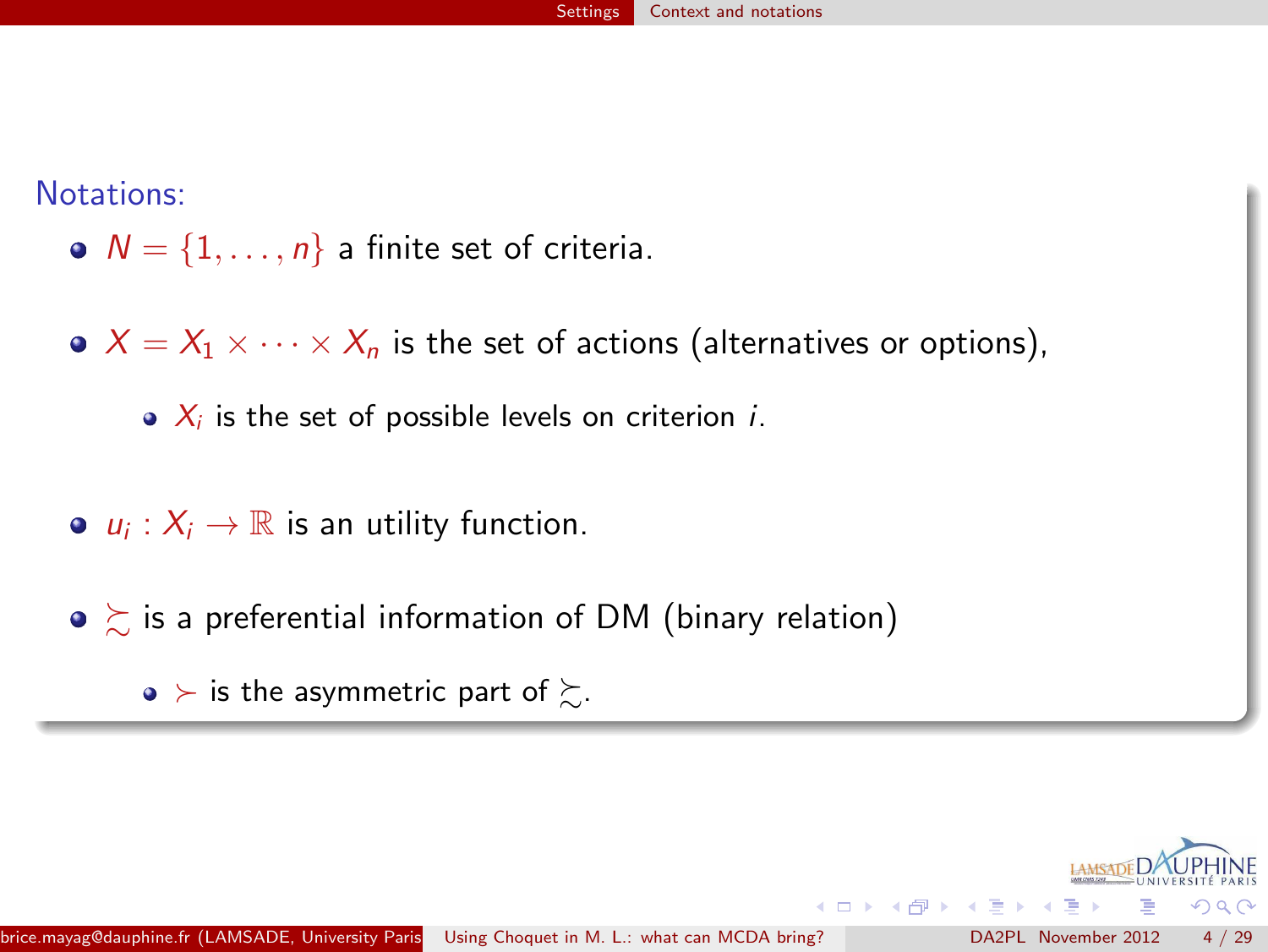Notations:

- $N = \{1, \ldots, n\}$ a finite set of criteria.
- $X = X_1 \times \cdots \times X_n$ is the set of actions (alternatives or options),
  - $X_i$ is the set of possible levels on criterion $i$.
- $u_i : X_i \to \mathbb{R}$ is an utility function.
- $\succsim$ is a preferential information of DM (binary relation)
  - $\succ$ is the asymmetric part of $\succsim$.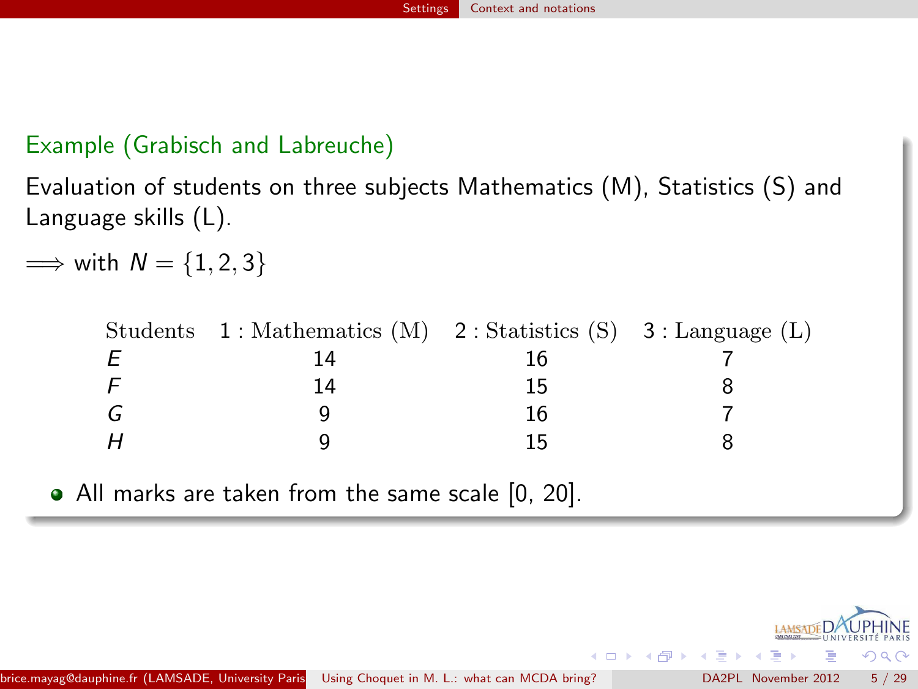### Example (Grabisch and Labreuche)

Evaluation of students on three subjects Mathematics (M), Statistics (S) and Language skills (L).

$\Longrightarrow$ with $N = \{1, 2, 3\}$

| Students | 1 : Mathematics (M) | 2 : Statistics (S) | 3 : Language (L) |
|---|---|---|---|
| $E$ | 14 | 16 | 7 |
| $F$ | 14 | 15 | 8 |
| $G$ | 9 | 16 | 7 |
| $H$ | 9 | 15 | 8 |

- All marks are taken from the same scale [0, 20].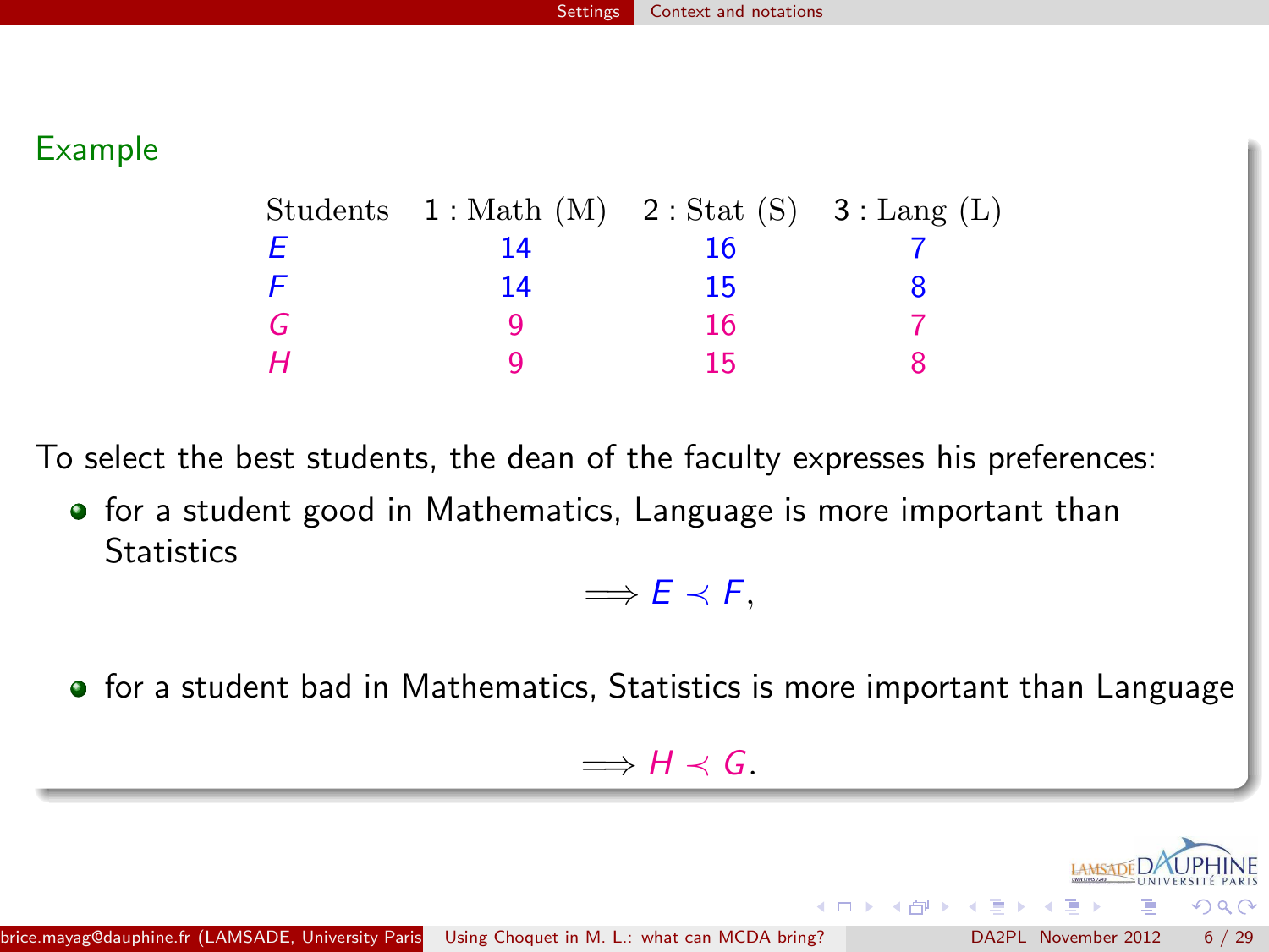### Example

| Students | 1 : Math (M) | 2 : Stat (S) | 3 : Lang (L) |
|---|---|---|---|
| $E$ | 14 | 16 | 7 |
| $F$ | 14 | 15 | 8 |
| $G$ | 9 | 16 | 7 |
| $H$ | 9 | 15 | 8 |

To select the best students, the dean of the faculty expresses his preferences:

- for a student good in Mathematics, Language is more important than Statistics

$$\Longrightarrow E \prec F,$$

- for a student bad in Mathematics, Statistics is more important than Language

$$\Longrightarrow H \prec G.$$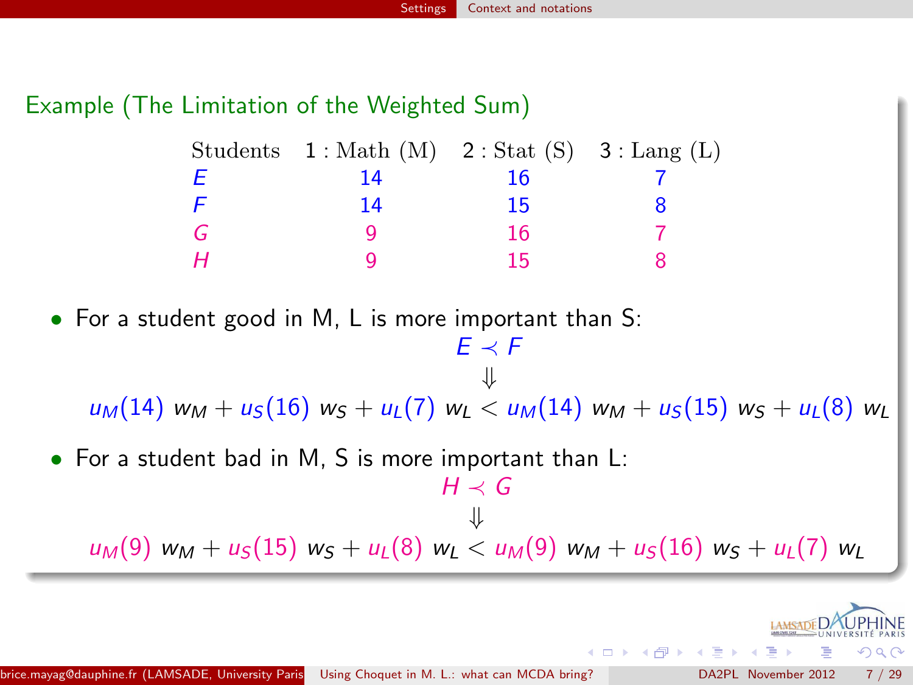### Example (The Limitation of the Weighted Sum)

| Students | 1 : Math (M) | 2 : Stat (S) | 3 : Lang (L) |
|---|---|---|---|
| $E$ | 14 | 16 | 7 |
| $F$ | 14 | 15 | 8 |
| $G$ | 9 | 16 | 7 |
| $H$ | 9 | 15 | 8 |

- For a student good in M, L is more important than S:

$$E \prec F$$
$$\Downarrow$$
$$u_M(14)\ w_M + u_S(16)\ w_S + u_L(7)\ w_L < u_M(14)\ w_M + u_S(15)\ w_S + u_L(8)\ w_L$$

- For a student bad in M, S is more important than L:

$$H \prec G$$
$$\Downarrow$$
$$u_M(9)\ w_M + u_S(15)\ w_S + u_L(8)\ w_L < u_M(9)\ w_M + u_S(16)\ w_S + u_L(7)\ w_L$$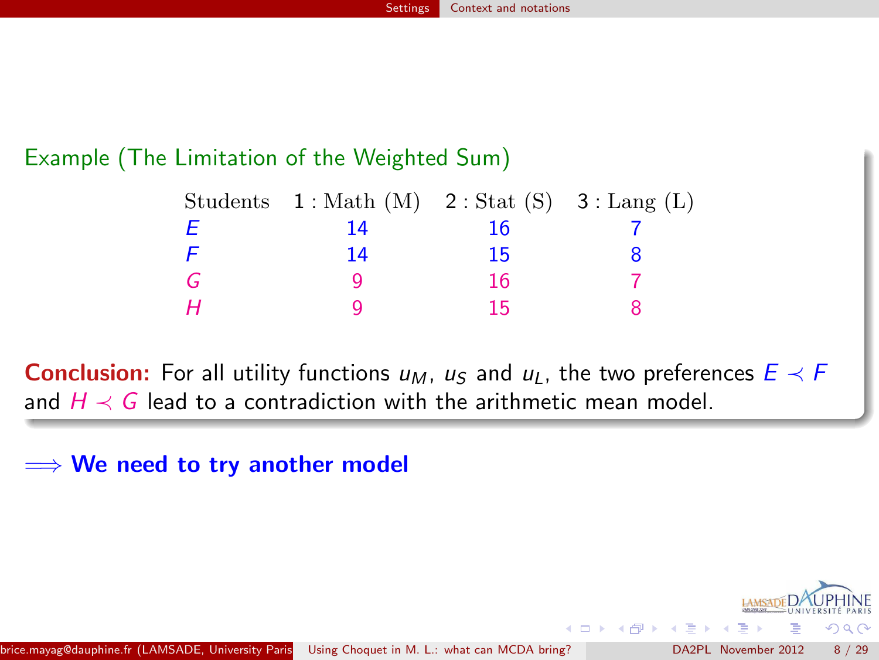Example (The Limitation of the Weighted Sum)

| Students | 1 : Math (M) | 2 : Stat (S) | 3 : Lang (L) |
|---|---|---|---|
| $E$ | 14 | 16 | 7 |
| $F$ | 14 | 15 | 8 |
| $G$ | 9 | 16 | 7 |
| $H$ | 9 | 15 | 8 |

**Conclusion:** For all utility functions $u_M$, $u_S$ and $u_L$, the two preferences $E \prec F$ and $H \prec G$ lead to a contradiction with the arithmetic mean model.

$\Longrightarrow$ **We need to try another model**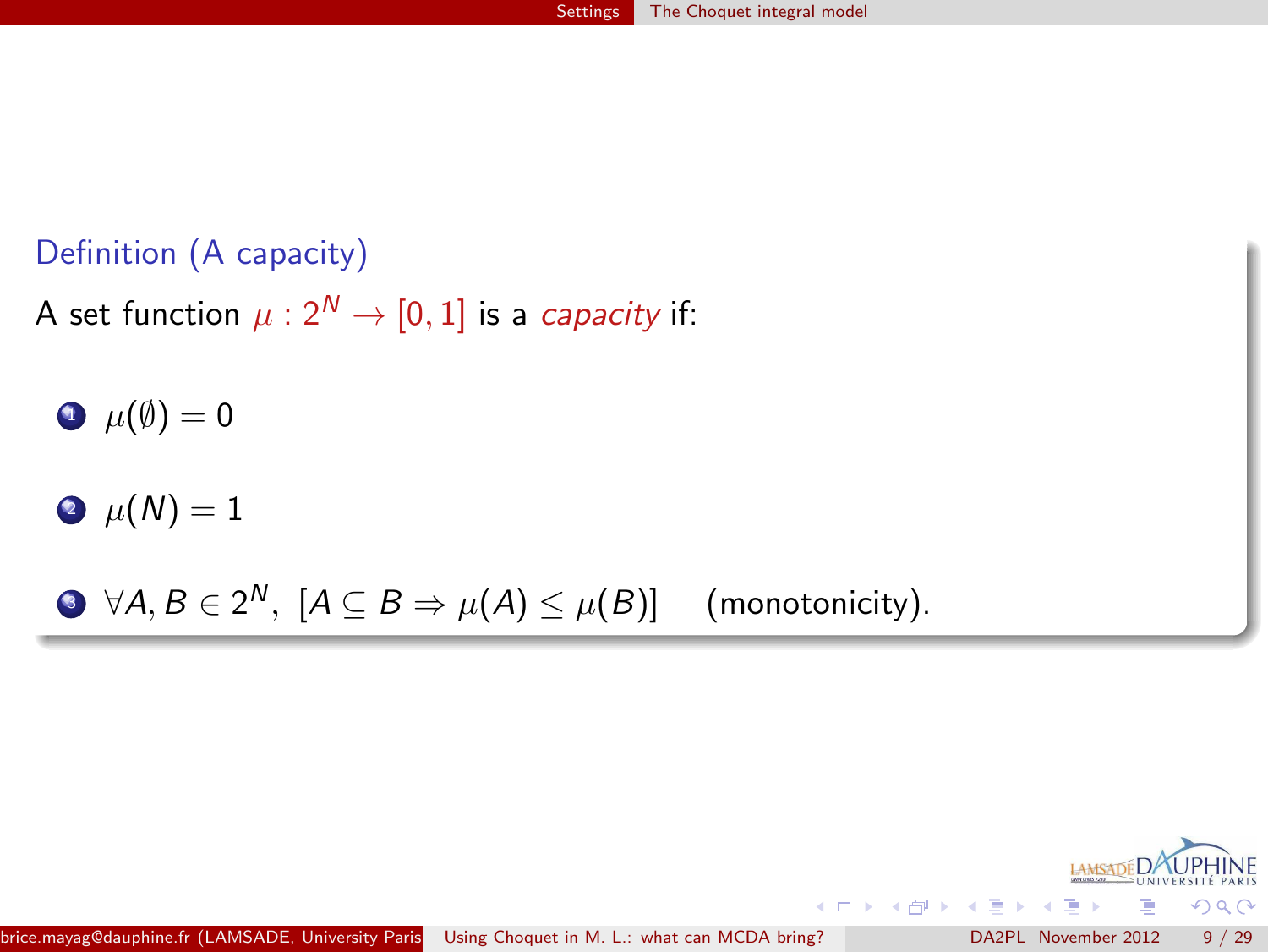**Definition (A capacity)**

A set function $\mu : 2^N \to [0, 1]$ is a *capacity* if:

1. $\mu(\emptyset) = 0$
2. $\mu(N) = 1$
3. $\forall A, B \in 2^N,\ [A \subseteq B \Rightarrow \mu(A) \leq \mu(B)]$ (monotonicity).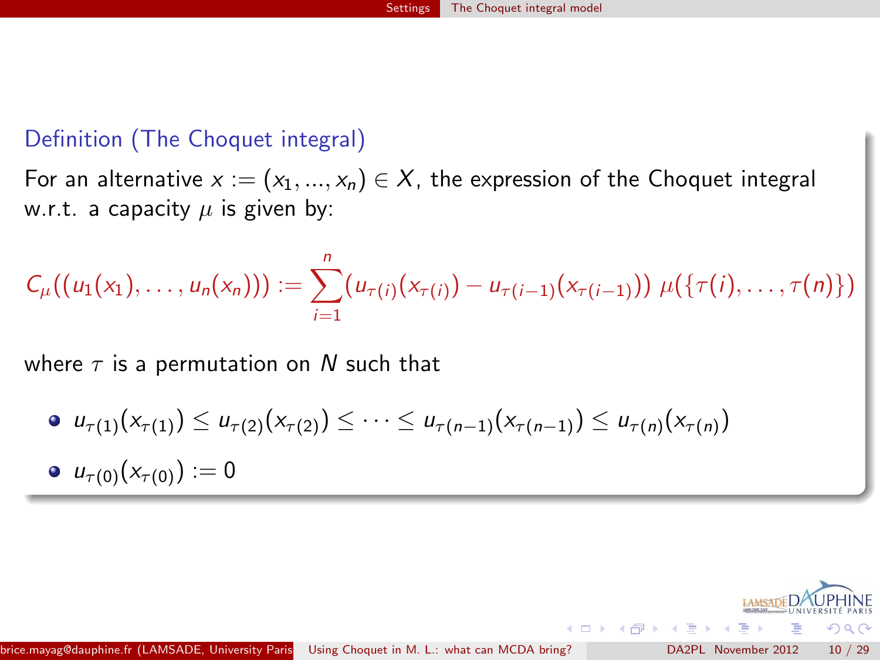### Definition (The Choquet integral)

For an alternative $x := (x_1, ..., x_n) \in X$, the expression of the Choquet integral w.r.t. a capacity $\mu$ is given by:

$$C_\mu((u_1(x_1), \ldots, u_n(x_n))) := \sum_{i=1}^{n} (u_{\tau(i)}(x_{\tau(i)}) - u_{\tau(i-1)}(x_{\tau(i-1)}))\ \mu(\{\tau(i), \ldots, \tau(n)\})$$

where $\tau$ is a permutation on $N$ such that

- $u_{\tau(1)}(x_{\tau(1)}) \leq u_{\tau(2)}(x_{\tau(2)}) \leq \cdots \leq u_{\tau(n-1)}(x_{\tau(n-1)}) \leq u_{\tau(n)}(x_{\tau(n)})$
- $u_{\tau(0)}(x_{\tau(0)}) := 0$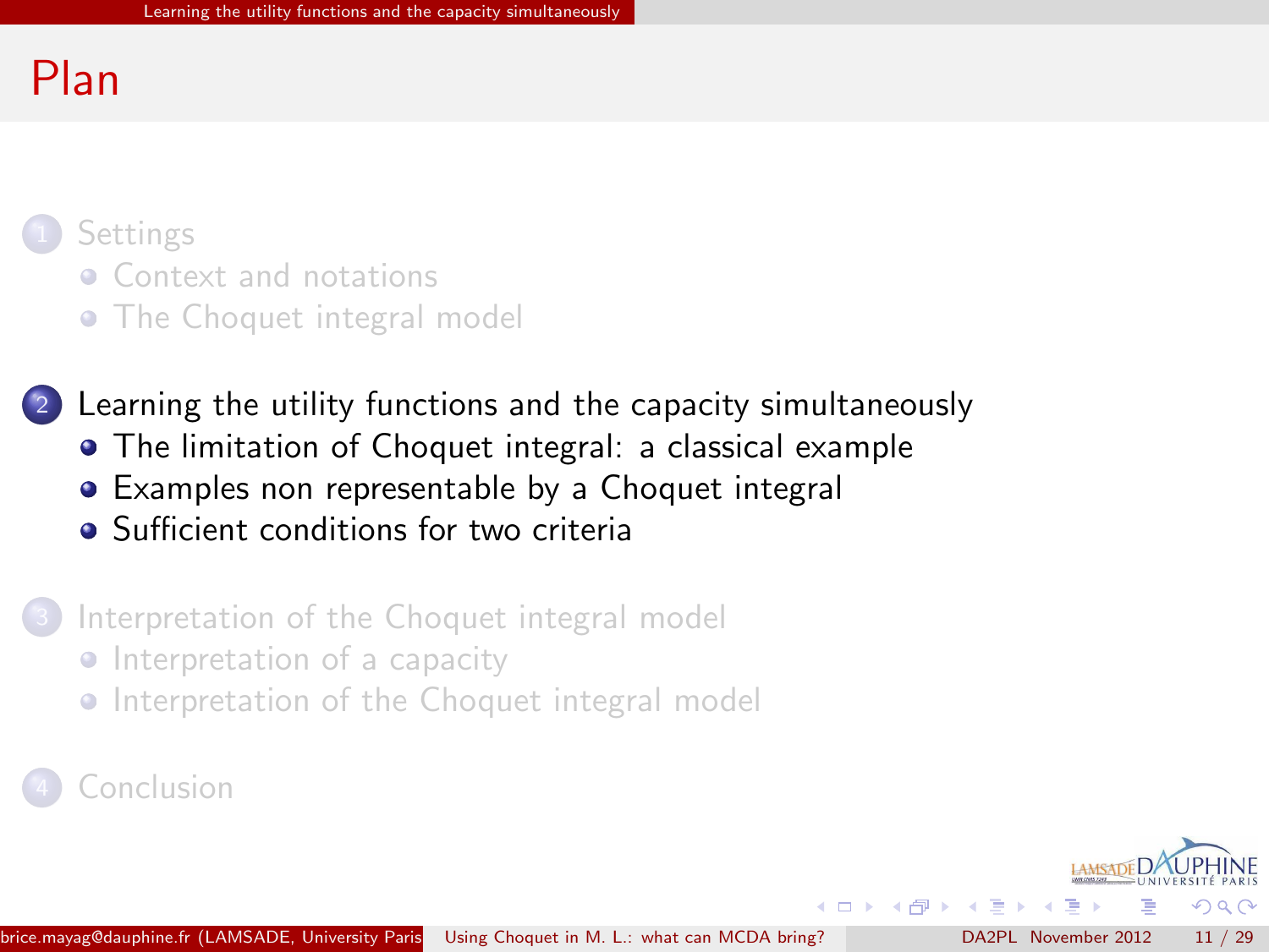# Plan

1. Settings
   - Context and notations
   - The Choquet integral model

2. Learning the utility functions and the capacity simultaneously
   - The limitation of Choquet integral: a classical example
   - Examples non representable by a Choquet integral
   - Sufficient conditions for two criteria

3. Interpretation of the Choquet integral model
   - Interpretation of a capacity
   - Interpretation of the Choquet integral model

4. Conclusion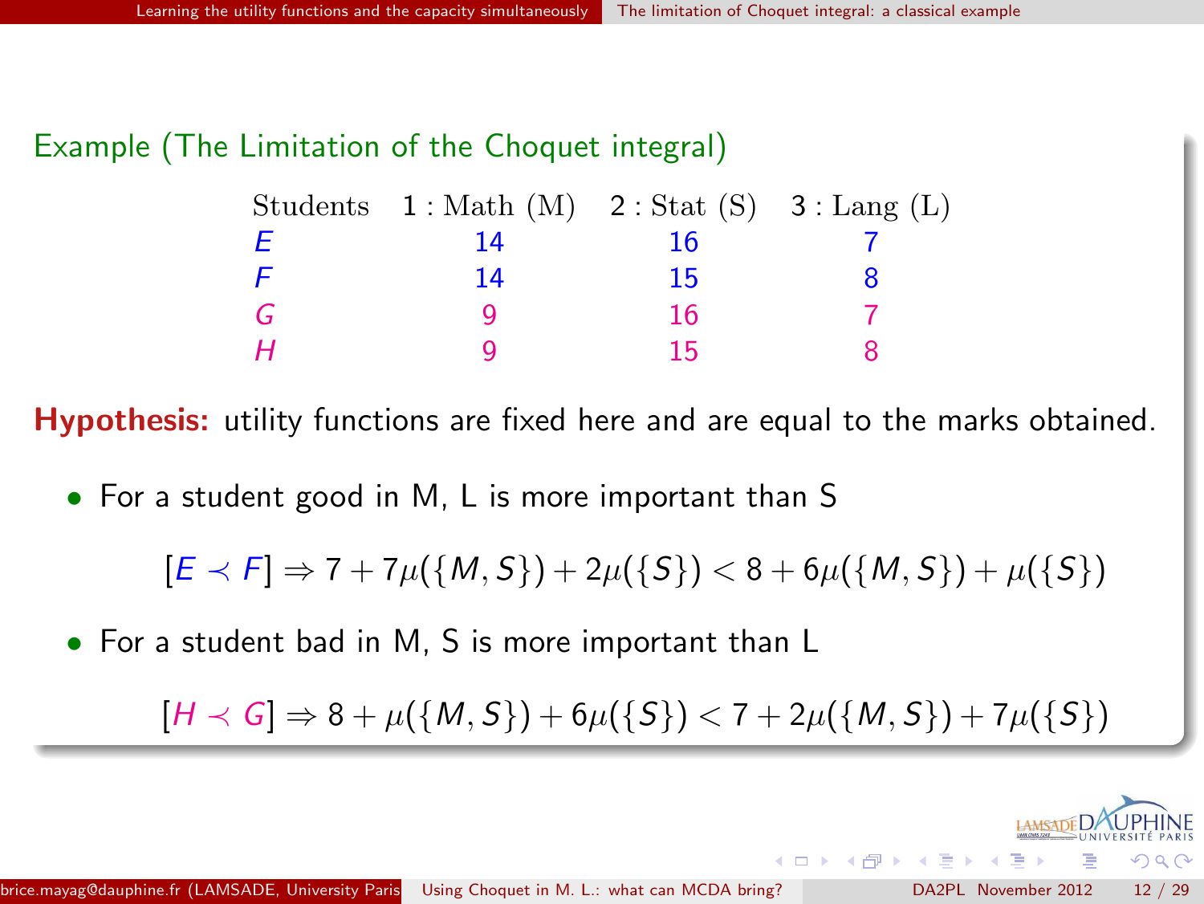### Example (The Limitation of the Choquet integral)

| Students | 1 : Math (M) | 2 : Stat (S) | 3 : Lang (L) |
|---|---|---|---|
| $E$ | 14 | 16 | 7 |
| $F$ | 14 | 15 | 8 |
| $G$ | 9 | 16 | 7 |
| $H$ | 9 | 15 | 8 |

**Hypothesis:** utility functions are fixed here and are equal to the marks obtained.

- For a student good in M, L is more important than S

$$[E \prec F] \Rightarrow 7 + 7\mu(\{M,S\}) + 2\mu(\{S\}) < 8 + 6\mu(\{M,S\}) + \mu(\{S\})$$

- For a student bad in M, S is more important than L

$$[H \prec G] \Rightarrow 8 + \mu(\{M,S\}) + 6\mu(\{S\}) < 7 + 2\mu(\{M,S\}) + 7\mu(\{S\})$$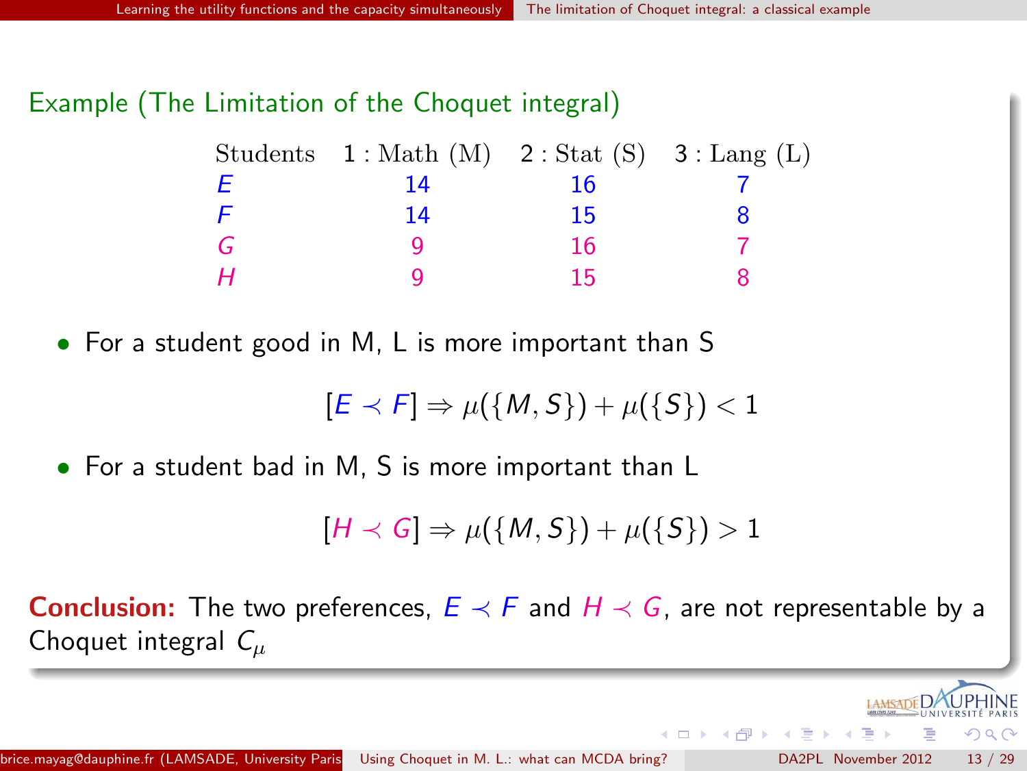### Example (The Limitation of the Choquet integral)

| Students | 1 : Math (M) | 2 : Stat (S) | 3 : Lang (L) |
|---|---|---|---|
| $E$ | 14 | 16 | 7 |
| $F$ | 14 | 15 | 8 |
| $G$ | 9 | 16 | 7 |
| $H$ | 9 | 15 | 8 |

- For a student good in M, L is more important than S

$$[E \prec F] \Rightarrow \mu(\{M, S\}) + \mu(\{S\}) < 1$$

- For a student bad in M, S is more important than L

$$[H \prec G] \Rightarrow \mu(\{M, S\}) + \mu(\{S\}) > 1$$

**Conclusion:** The two preferences, $E \prec F$ and $H \prec G$, are not representable by a Choquet integral $C_\mu$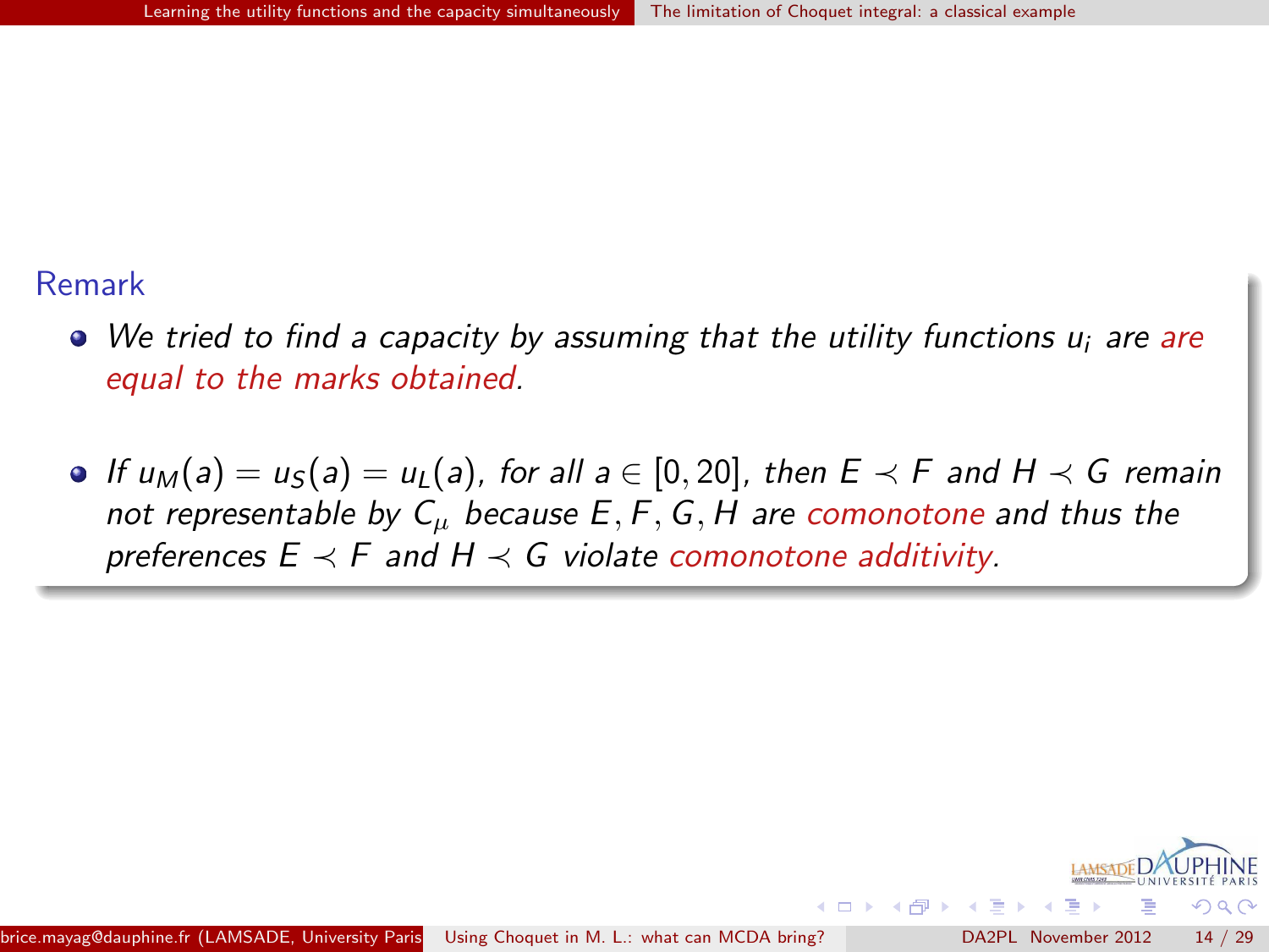## Remark

- *We tried to find a capacity by assuming that the utility functions $u_i$ are are equal to the marks obtained.*

- *If $u_M(a) = u_S(a) = u_L(a)$, for all $a \in [0, 20]$, then $E \prec F$ and $H \prec G$ remain not representable by $C_\mu$ because $E, F, G, H$ are comonotone and thus the preferences $E \prec F$ and $H \prec G$ violate comonotone additivity.*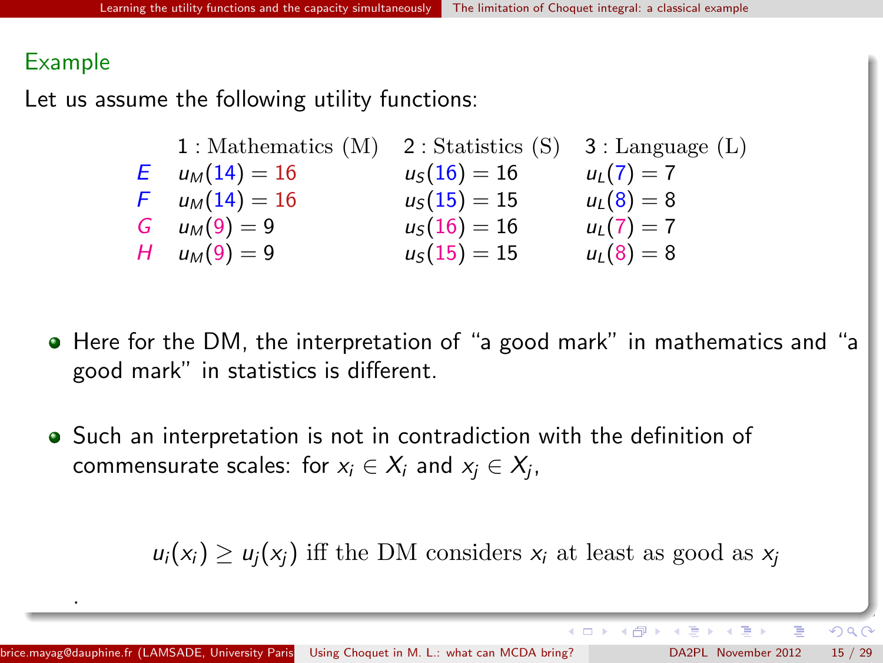## Example

Let us assume the following utility functions:

| | 1 : Mathematics (M) | 2 : Statistics (S) | 3 : Language (L) |
|---|---|---|---|
| $E$ | $u_M(14) = 16$ | $u_S(16) = 16$ | $u_L(7) = 7$ |
| $F$ | $u_M(14) = 16$ | $u_S(15) = 15$ | $u_L(8) = 8$ |
| $G$ | $u_M(9) = 9$ | $u_S(16) = 16$ | $u_L(7) = 7$ |
| $H$ | $u_M(9) = 9$ | $u_S(15) = 15$ | $u_L(8) = 8$ |

- Here for the DM, the interpretation of "a good mark" in mathematics and "a good mark" in statistics is different.

- Such an interpretation is not in contradiction with the definition of commensurate scales: for $x_i \in X_i$ and $x_j \in X_j$,

$$u_i(x_i) \geq u_j(x_j) \text{ iff the DM considers } x_i \text{ at least as good as } x_j$$

.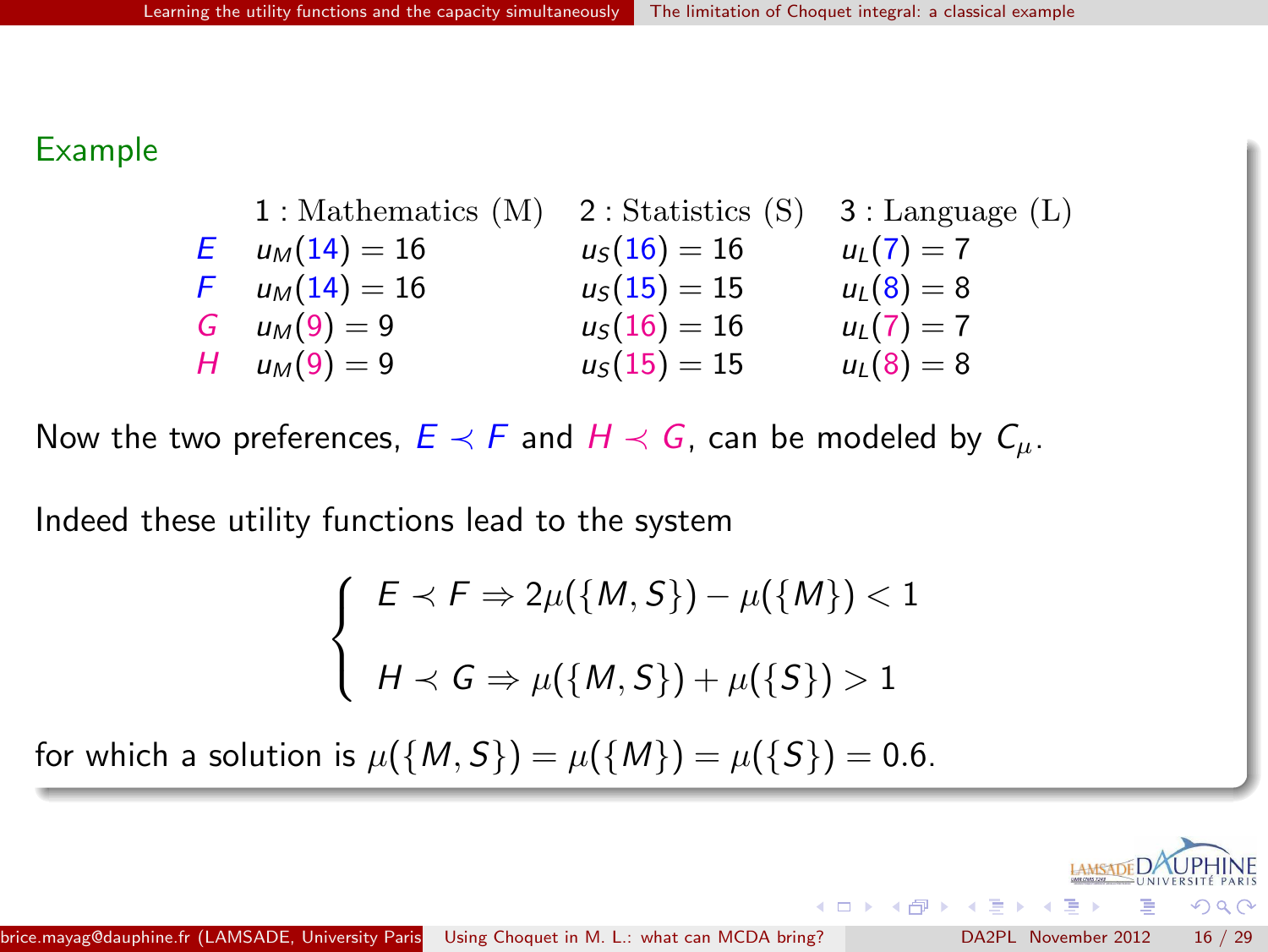### Example

| | 1 : Mathematics (M) | 2 : Statistics (S) | 3 : Language (L) |
|---|---|---|---|
| $E$ | $u_M(14) = 16$ | $u_S(16) = 16$ | $u_L(7) = 7$ |
| $F$ | $u_M(14) = 16$ | $u_S(15) = 15$ | $u_L(8) = 8$ |
| $G$ | $u_M(9) = 9$ | $u_S(16) = 16$ | $u_L(7) = 7$ |
| $H$ | $u_M(9) = 9$ | $u_S(15) = 15$ | $u_L(8) = 8$ |

Now the two preferences, $E \prec F$ and $H \prec G$, can be modeled by $C_\mu$.

Indeed these utility functions lead to the system

$$\begin{cases} E \prec F \Rightarrow 2\mu(\{M,S\}) - \mu(\{M\}) < 1 \\ H \prec G \Rightarrow \mu(\{M,S\}) + \mu(\{S\}) > 1 \end{cases}$$

for which a solution is $\mu(\{M,S\}) = \mu(\{M\}) = \mu(\{S\}) = 0.6$.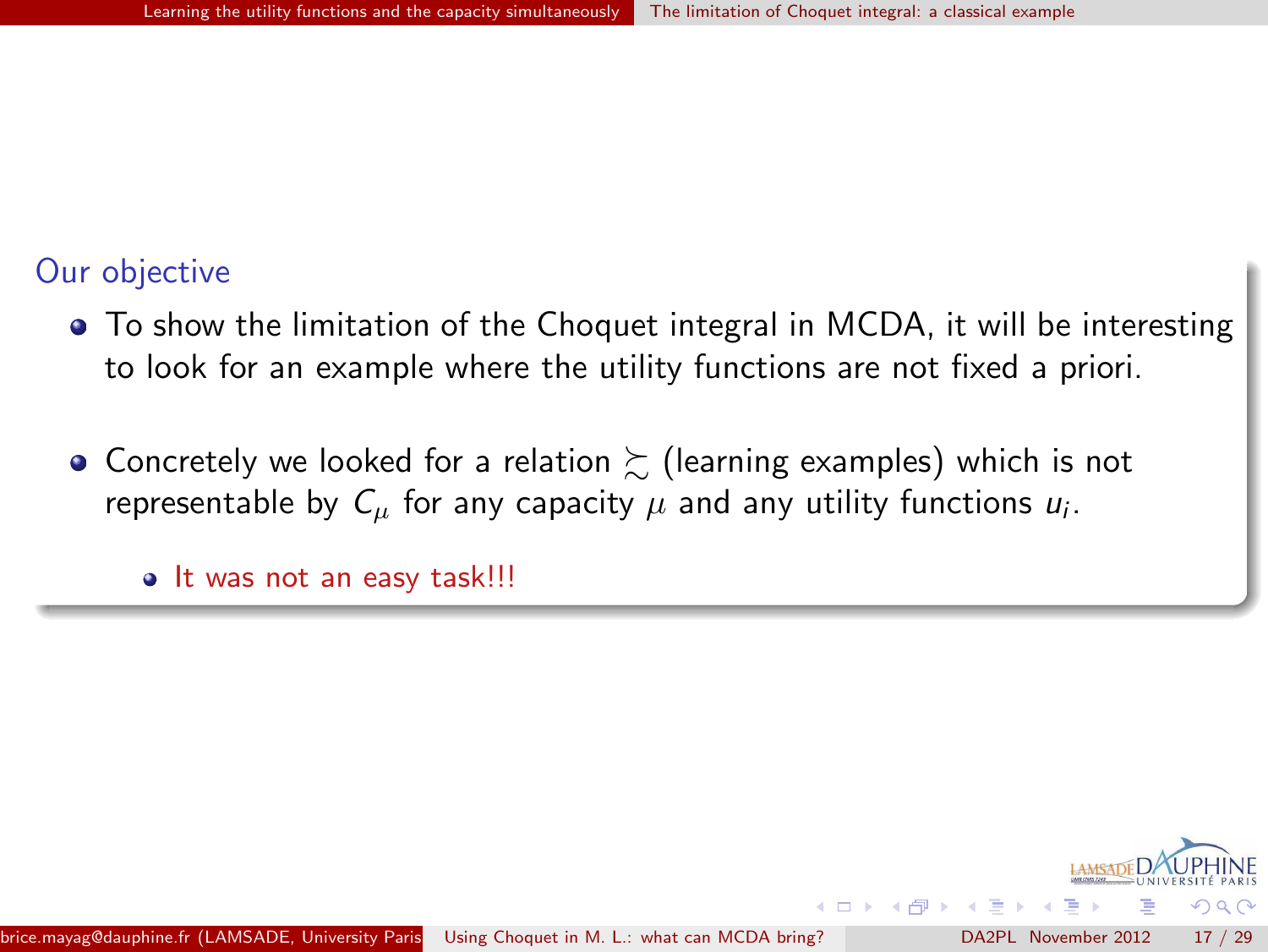## Our objective

- To show the limitation of the Choquet integral in MCDA, it will be interesting to look for an example where the utility functions are not fixed a priori.

- Concretely we looked for a relation $\succsim$ (learning examples) which is not representable by $C_\mu$ for any capacity $\mu$ and any utility functions $u_i$.

  - It was not an easy task!!!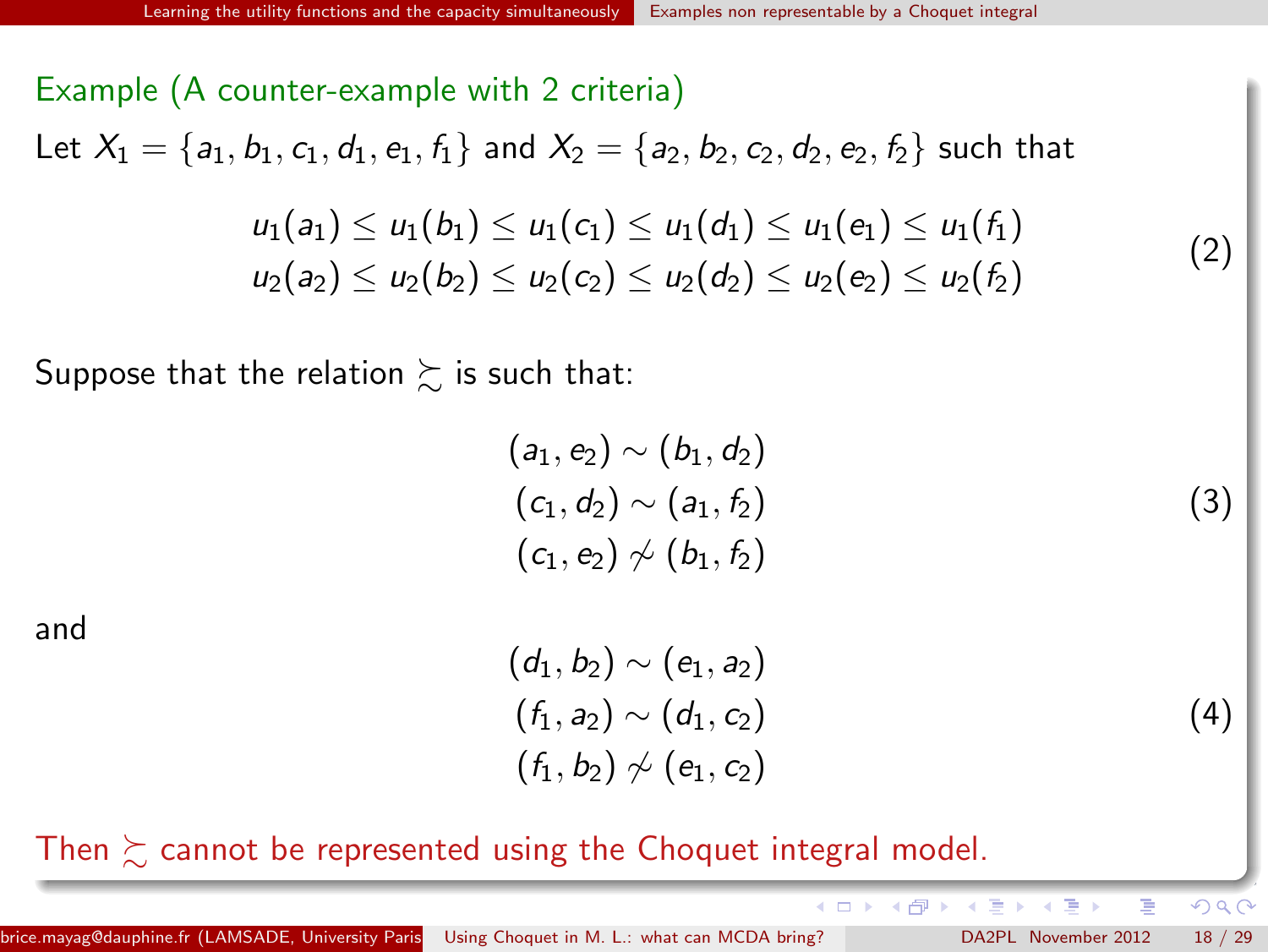### Example (A counter-example with 2 criteria)

Let $X_1 = \{a_1, b_1, c_1, d_1, e_1, f_1\}$ and $X_2 = \{a_2, b_2, c_2, d_2, e_2, f_2\}$ such that

$$
\begin{array}{c}
u_1(a_1) \leq u_1(b_1) \leq u_1(c_1) \leq u_1(d_1) \leq u_1(e_1) \leq u_1(f_1) \\
u_2(a_2) \leq u_2(b_2) \leq u_2(c_2) \leq u_2(d_2) \leq u_2(e_2) \leq u_2(f_2)
\end{array}
\tag{2}
$$

Suppose that the relation $\succsim$ is such that:

$$
\begin{array}{c}
(a_1, e_2) \sim (b_1, d_2) \\
(c_1, d_2) \sim (a_1, f_2) \\
(c_1, e_2) \not\sim (b_1, f_2)
\end{array}
\tag{3}
$$

and

$$
\begin{array}{c}
(d_1, b_2) \sim (e_1, a_2) \\
(f_1, a_2) \sim (d_1, c_2) \\
(f_1, b_2) \not\sim (e_1, c_2)
\end{array}
\tag{4}
$$

Then $\succsim$ cannot be represented using the Choquet integral model.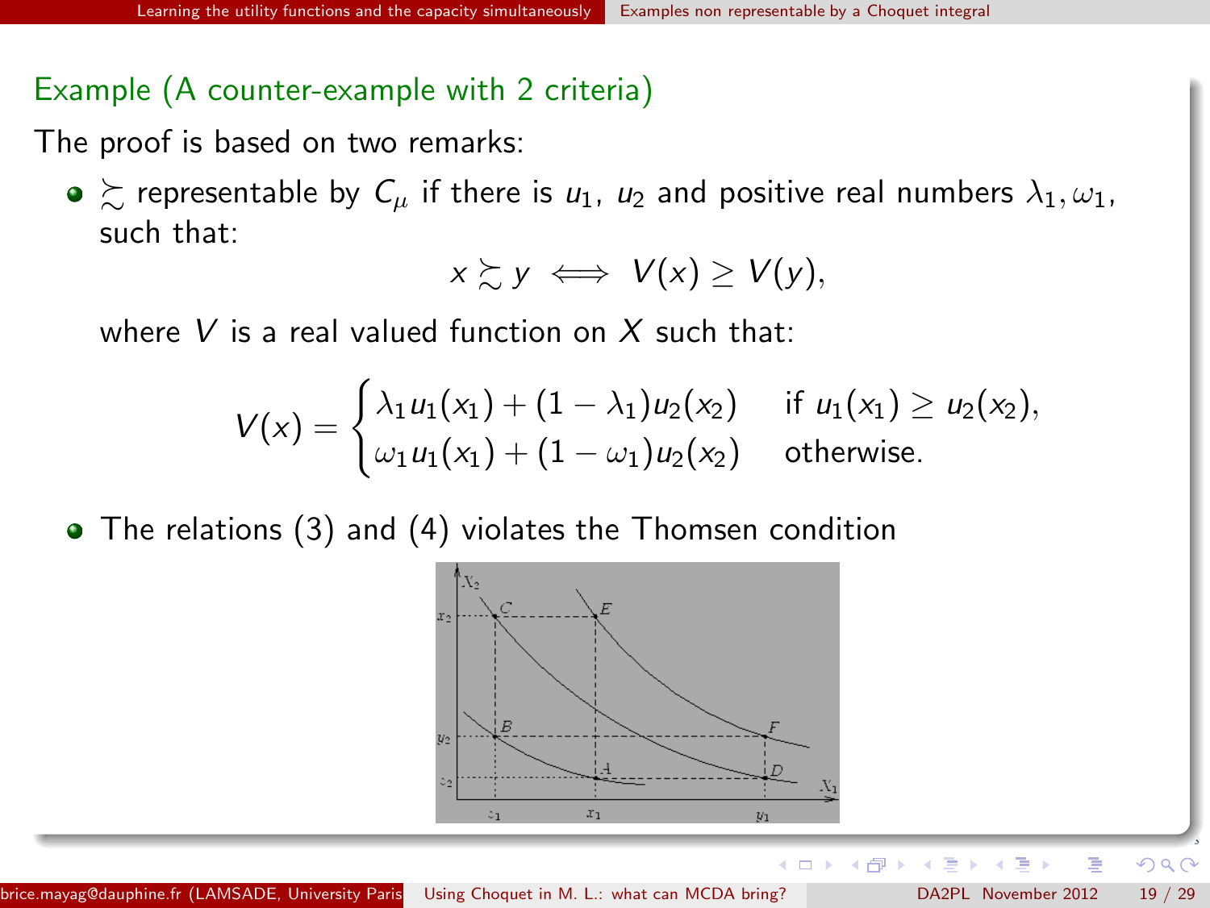### Example (A counter-example with 2 criteria)

The proof is based on two remarks:

- $\succsim$ representable by $C_\mu$ if there is $u_1$, $u_2$ and positive real numbers $\lambda_1, \omega_1$, such that:

$$x \succsim y \iff V(x) \geq V(y),$$

  where $V$ is a real valued function on $X$ such that:

$$V(x) = \begin{cases} \lambda_1 u_1(x_1) + (1 - \lambda_1) u_2(x_2) & \text{if } u_1(x_1) \geq u_2(x_2), \\ \omega_1 u_1(x_1) + (1 - \omega_1) u_2(x_2) & \text{otherwise.} \end{cases}$$

- The relations (3) and (4) violates the Thomsen condition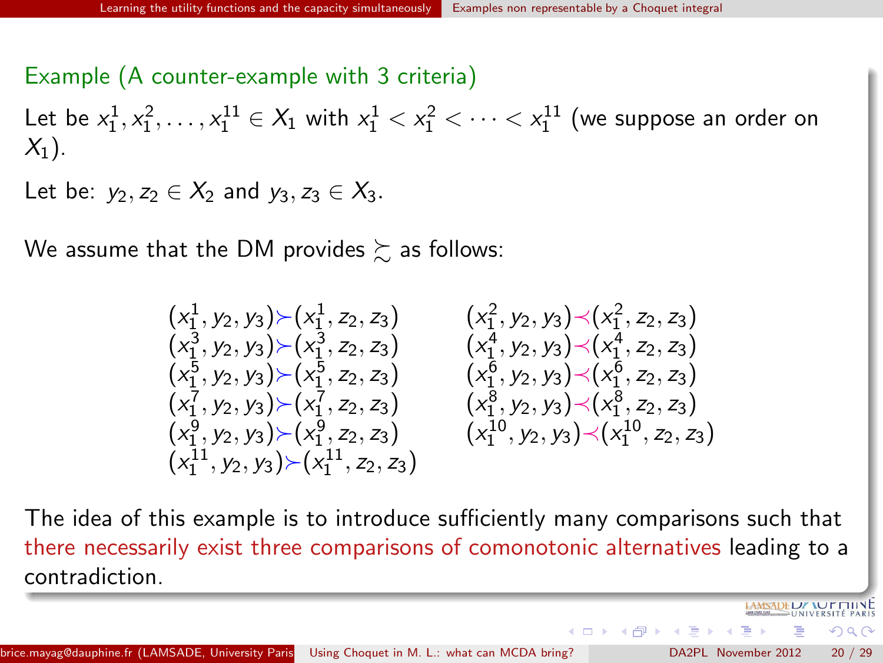### Example (A counter-example with 3 criteria)

Let be $x_1^1, x_1^2, \ldots, x_1^{11} \in X_1$ with $x_1^1 < x_1^2 < \cdots < x_1^{11}$ (we suppose an order on $X_1$).

Let be: $y_2, z_2 \in X_2$ and $y_3, z_3 \in X_3$.

We assume that the DM provides $\succsim$ as follows:

$$
\begin{array}{ll}
(x_1^1, y_2, y_3) \succ (x_1^1, z_2, z_3) & (x_1^2, y_2, y_3) \prec (x_1^2, z_2, z_3) \\
(x_1^3, y_2, y_3) \succ (x_1^3, z_2, z_3) & (x_1^4, y_2, y_3) \prec (x_1^4, z_2, z_3) \\
(x_1^5, y_2, y_3) \succ (x_1^5, z_2, z_3) & (x_1^6, y_2, y_3) \prec (x_1^6, z_2, z_3) \\
(x_1^7, y_2, y_3) \succ (x_1^7, z_2, z_3) & (x_1^8, y_2, y_3) \prec (x_1^8, z_2, z_3) \\
(x_1^9, y_2, y_3) \succ (x_1^9, z_2, z_3) & (x_1^{10}, y_2, y_3) \prec (x_1^{10}, z_2, z_3) \\
(x_1^{11}, y_2, y_3) \succ (x_1^{11}, z_2, z_3) &
\end{array}
$$

The idea of this example is to introduce sufficiently many comparisons such that there necessarily exist three comparisons of comonotonic alternatives leading to a contradiction.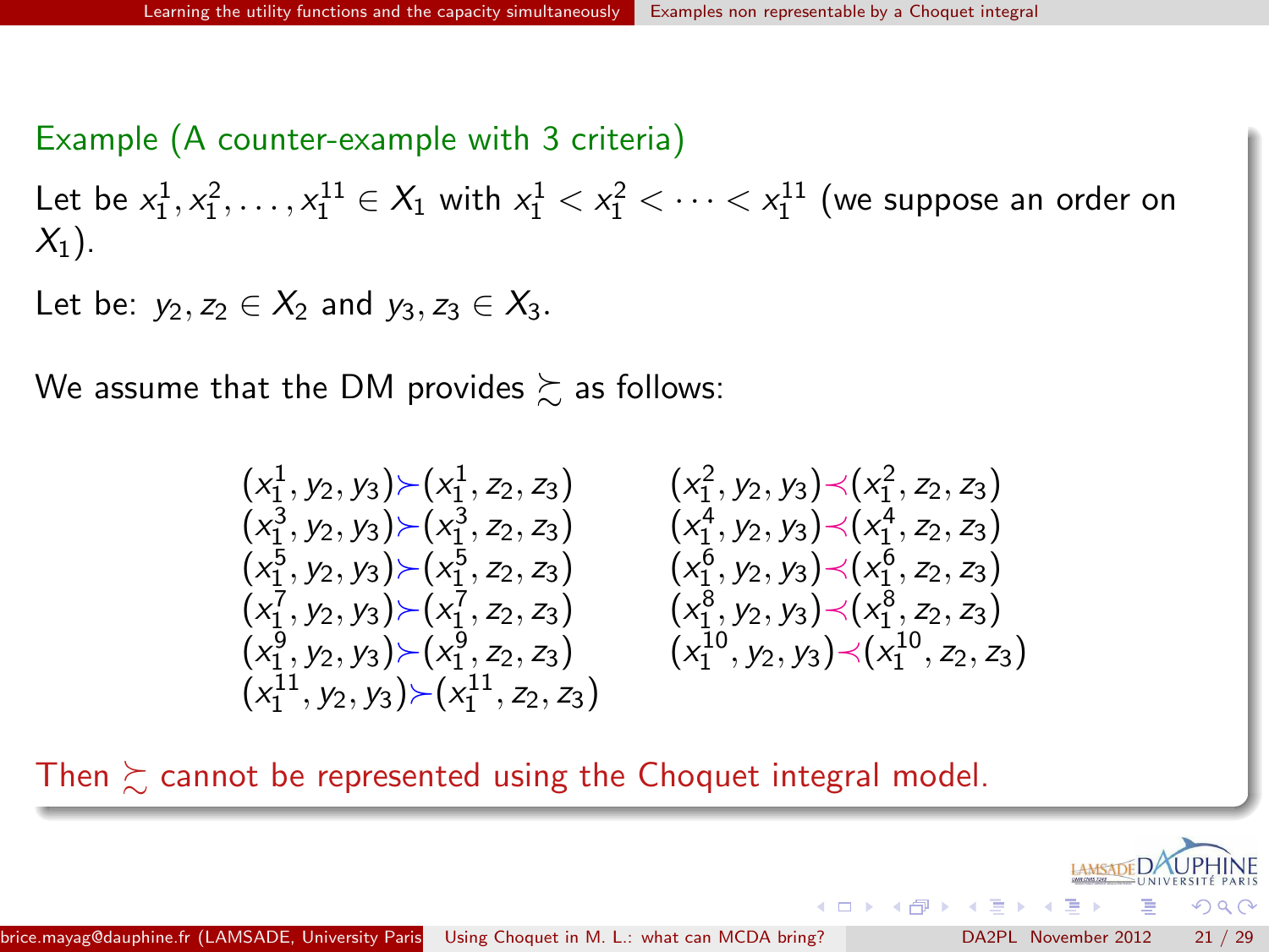Example (A counter-example with 3 criteria)

Let be $x_1^1, x_1^2, \dots, x_1^{11} \in X_1$ with $x_1^1 < x_1^2 < \cdots < x_1^{11}$ (we suppose an order on $X_1$).

Let be: $y_2, z_2 \in X_2$ and $y_3, z_3 \in X_3$.

We assume that the DM provides $\succsim$ as follows:

$$
\begin{array}{ll}
(x_1^1, y_2, y_3) \succ (x_1^1, z_2, z_3) & (x_1^2, y_2, y_3) \prec (x_1^2, z_2, z_3) \\
(x_1^3, y_2, y_3) \succ (x_1^3, z_2, z_3) & (x_1^4, y_2, y_3) \prec (x_1^4, z_2, z_3) \\
(x_1^5, y_2, y_3) \succ (x_1^5, z_2, z_3) & (x_1^6, y_2, y_3) \prec (x_1^6, z_2, z_3) \\
(x_1^7, y_2, y_3) \succ (x_1^7, z_2, z_3) & (x_1^8, y_2, y_3) \prec (x_1^8, z_2, z_3) \\
(x_1^9, y_2, y_3) \succ (x_1^9, z_2, z_3) & (x_1^{10}, y_2, y_3) \prec (x_1^{10}, z_2, z_3) \\
(x_1^{11}, y_2, y_3) \succ (x_1^{11}, z_2, z_3) &
\end{array}
$$

Then $\succsim$ cannot be represented using the Choquet integral model.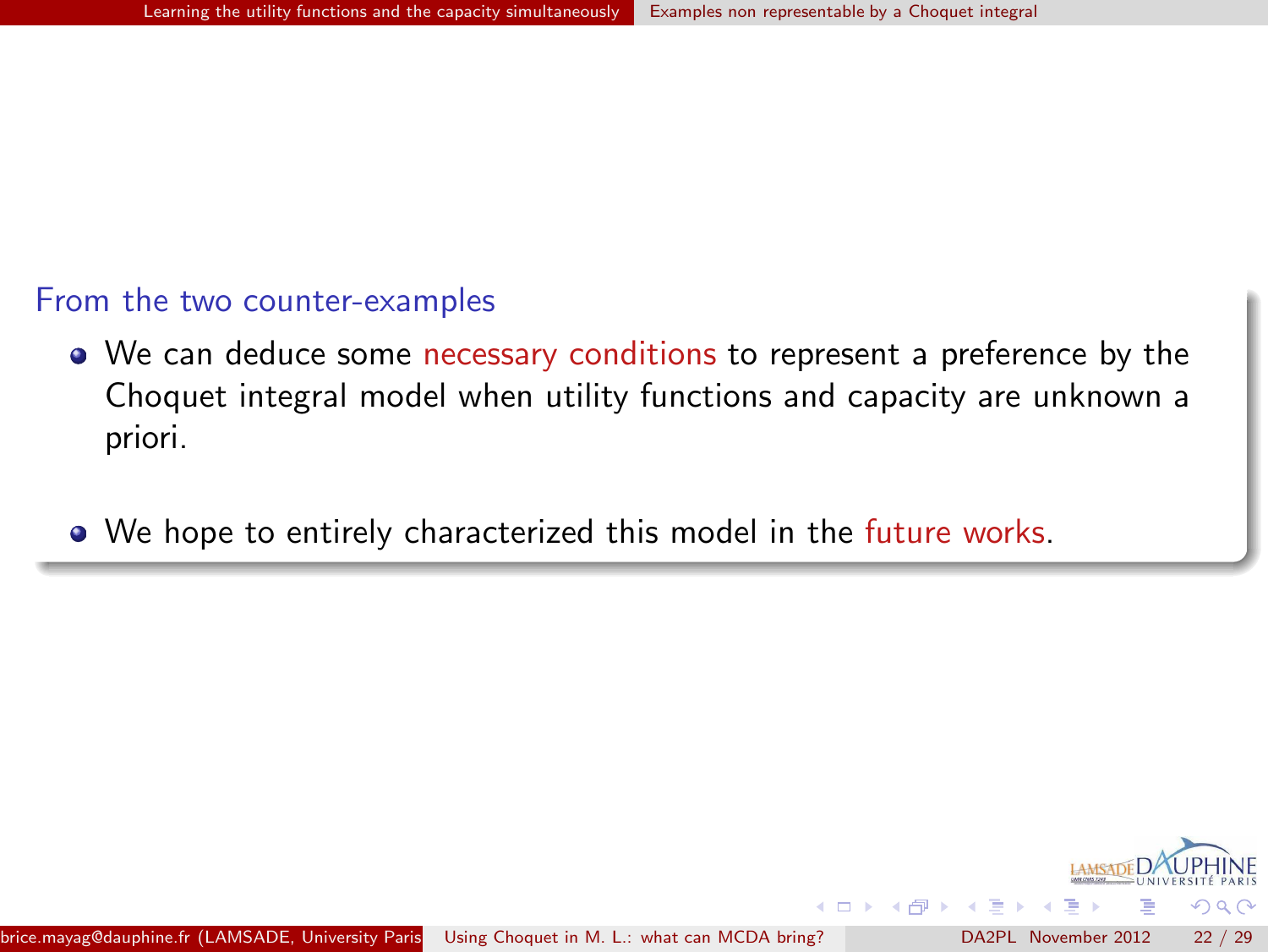### From the two counter-examples

- We can deduce some necessary conditions to represent a preference by the Choquet integral model when utility functions and capacity are unknown a priori.

- We hope to entirely characterized this model in the future works.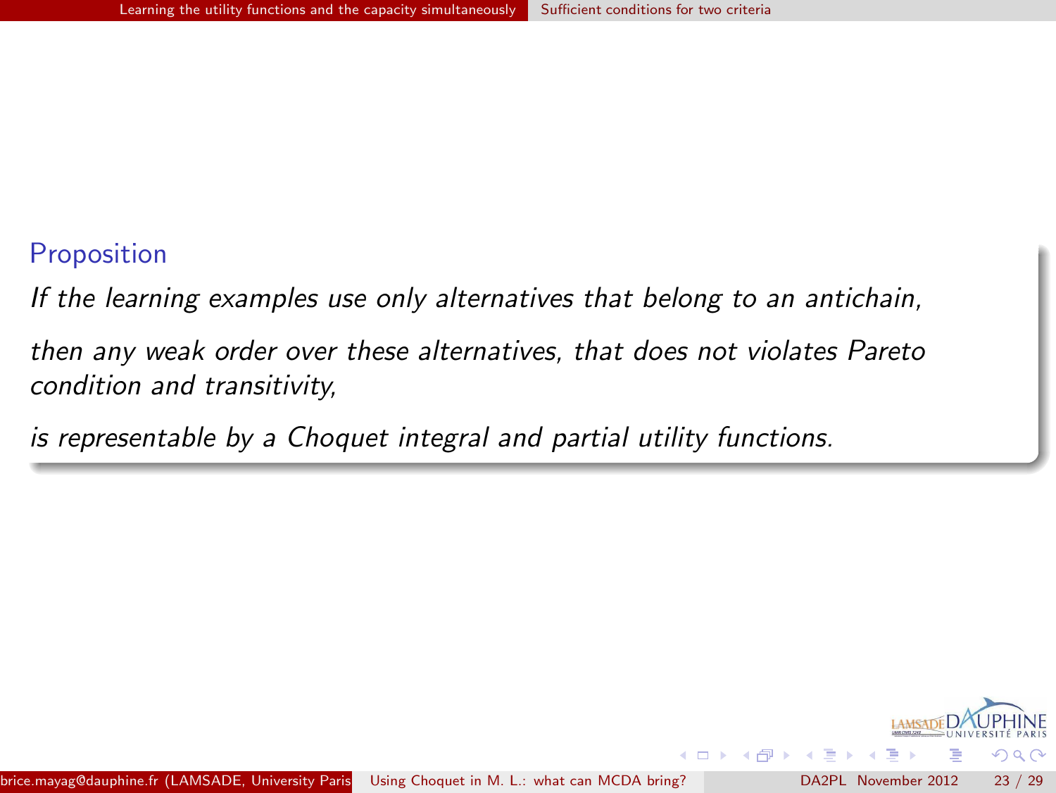**Proposition**

*If the learning examples use only alternatives that belong to an antichain,*

*then any weak order over these alternatives, that does not violates Pareto condition and transitivity,*

*is representable by a Choquet integral and partial utility functions.*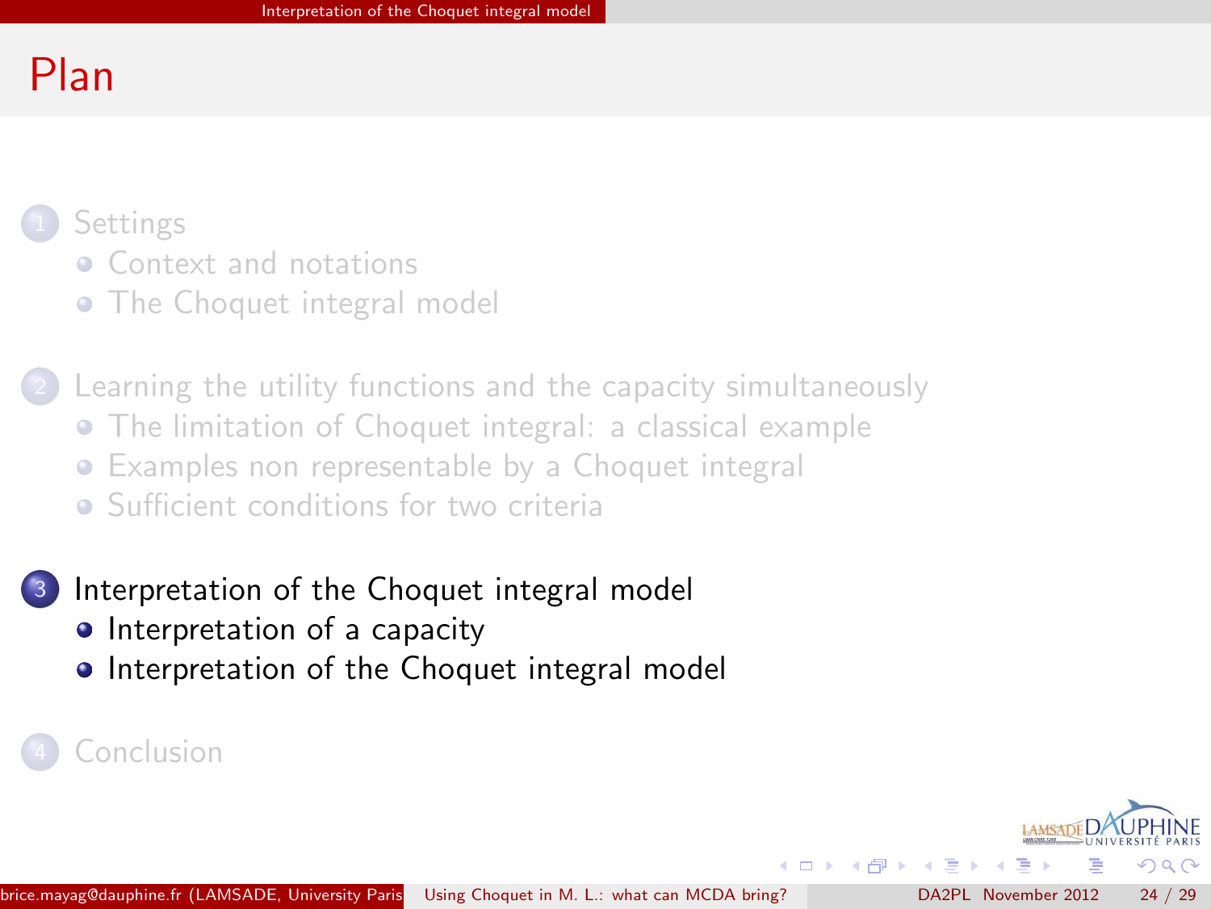# Plan

1. Settings
   - Context and notations
   - The Choquet integral model
2. Learning the utility functions and the capacity simultaneously
   - The limitation of Choquet integral: a classical example
   - Examples non representable by a Choquet integral
   - Sufficient conditions for two criteria
3. Interpretation of the Choquet integral model
   - Interpretation of a capacity
   - Interpretation of the Choquet integral model
4. Conclusion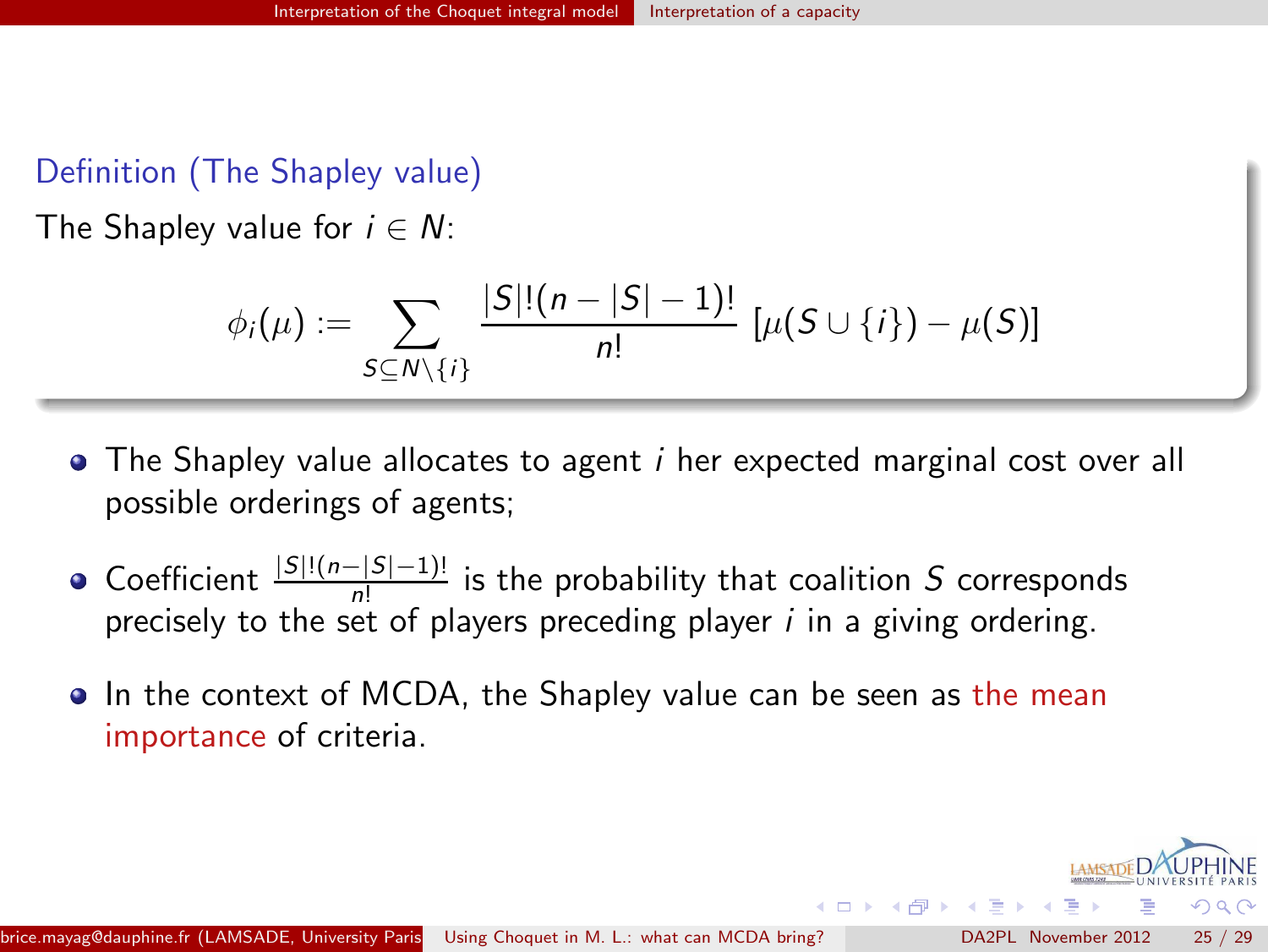**Definition (The Shapley value)**

The Shapley value for $i \in N$:

$$\phi_i(\mu) := \sum_{S \subseteq N \setminus \{i\}} \frac{|S|!(n-|S|-1)!}{n!} \left[\mu(S \cup \{i\}) - \mu(S)\right]$$

- The Shapley value allocates to agent $i$ her expected marginal cost over all possible orderings of agents;
- Coefficient $\frac{|S|!(n-|S|-1)!}{n!}$ is the probability that coalition $S$ corresponds precisely to the set of players preceding player $i$ in a giving ordering.
- In the context of MCDA, the Shapley value can be seen as the mean importance of criteria.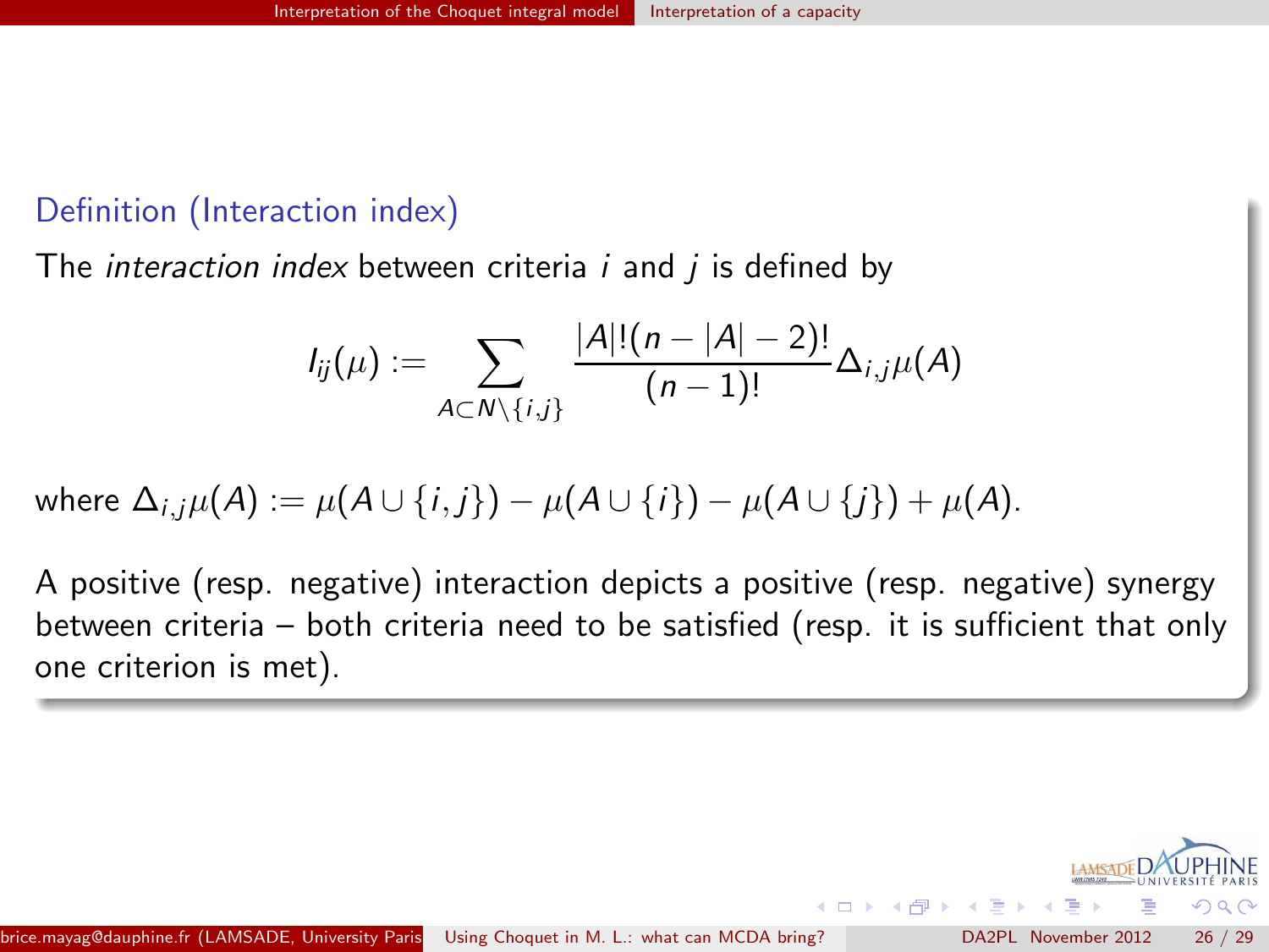### Definition (Interaction index)

The *interaction index* between criteria $i$ and $j$ is defined by

$$I_{ij}(\mu) := \sum_{A \subset N \setminus \{i,j\}} \frac{|A|!(n-|A|-2)!}{(n-1)!} \Delta_{i,j}\mu(A)$$

where $\Delta_{i,j}\mu(A) := \mu(A \cup \{i,j\}) - \mu(A \cup \{i\}) - \mu(A \cup \{j\}) + \mu(A)$.

A positive (resp. negative) interaction depicts a positive (resp. negative) synergy between criteria – both criteria need to be satisfied (resp. it is sufficient that only one criterion is met).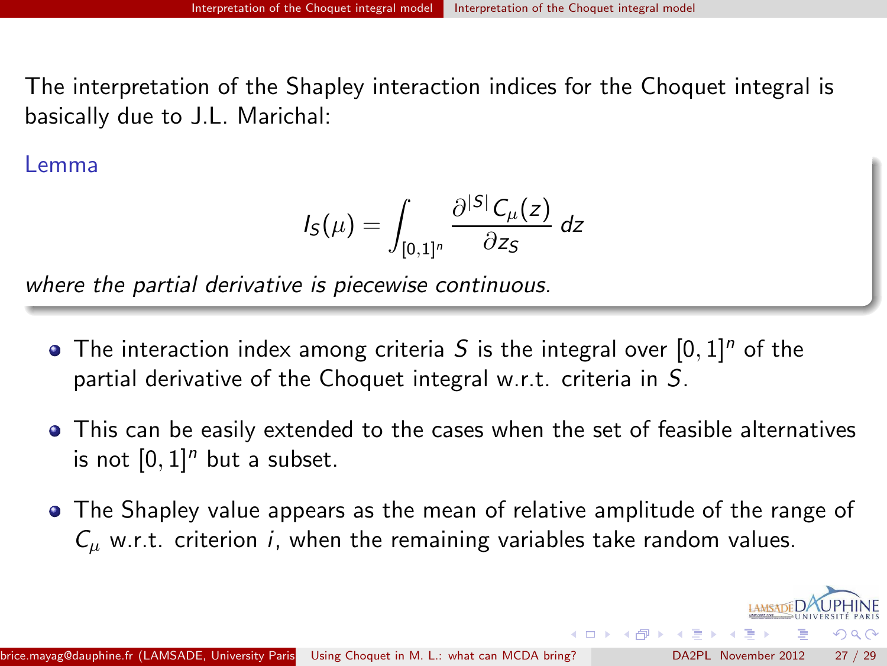The interpretation of the Shapley interaction indices for the Choquet integral is basically due to J.L. Marichal:

**Lemma**

$$I_S(\mu) = \int_{[0,1]^n} \frac{\partial^{|S|} C_\mu(z)}{\partial z_S} \, dz$$

*where the partial derivative is piecewise continuous.*

- The interaction index among criteria $S$ is the integral over $[0,1]^n$ of the partial derivative of the Choquet integral w.r.t. criteria in $S$.
- This can be easily extended to the cases when the set of feasible alternatives is not $[0,1]^n$ but a subset.
- The Shapley value appears as the mean of relative amplitude of the range of $C_\mu$ w.r.t. criterion $i$, when the remaining variables take random values.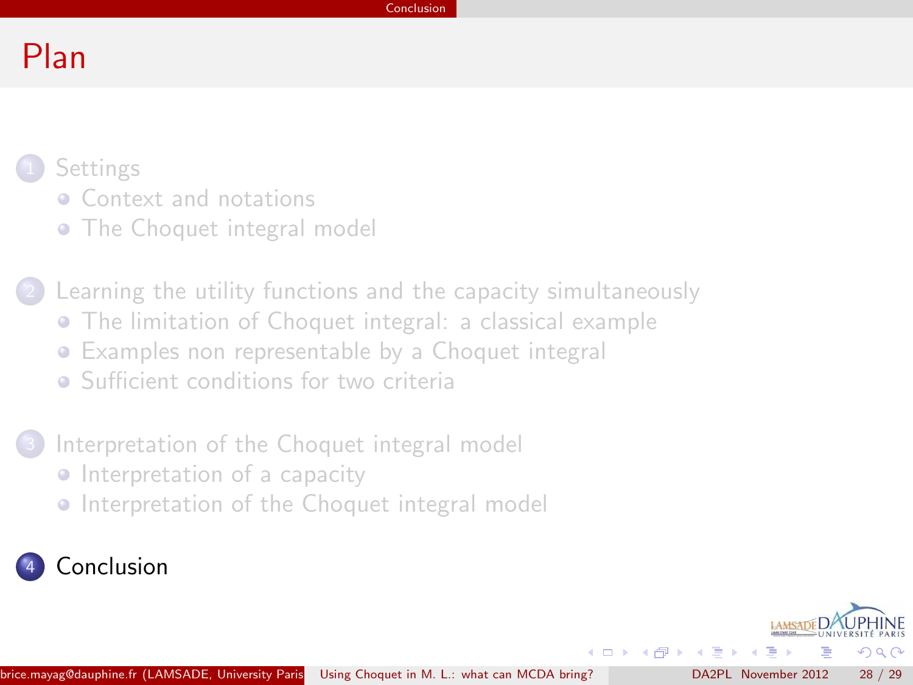# Plan

1. Settings
   - Context and notations
   - The Choquet integral model
2. Learning the utility functions and the capacity simultaneously
   - The limitation of Choquet integral: a classical example
   - Examples non representable by a Choquet integral
   - Sufficient conditions for two criteria
3. Interpretation of the Choquet integral model
   - Interpretation of a capacity
   - Interpretation of the Choquet integral model
4. Conclusion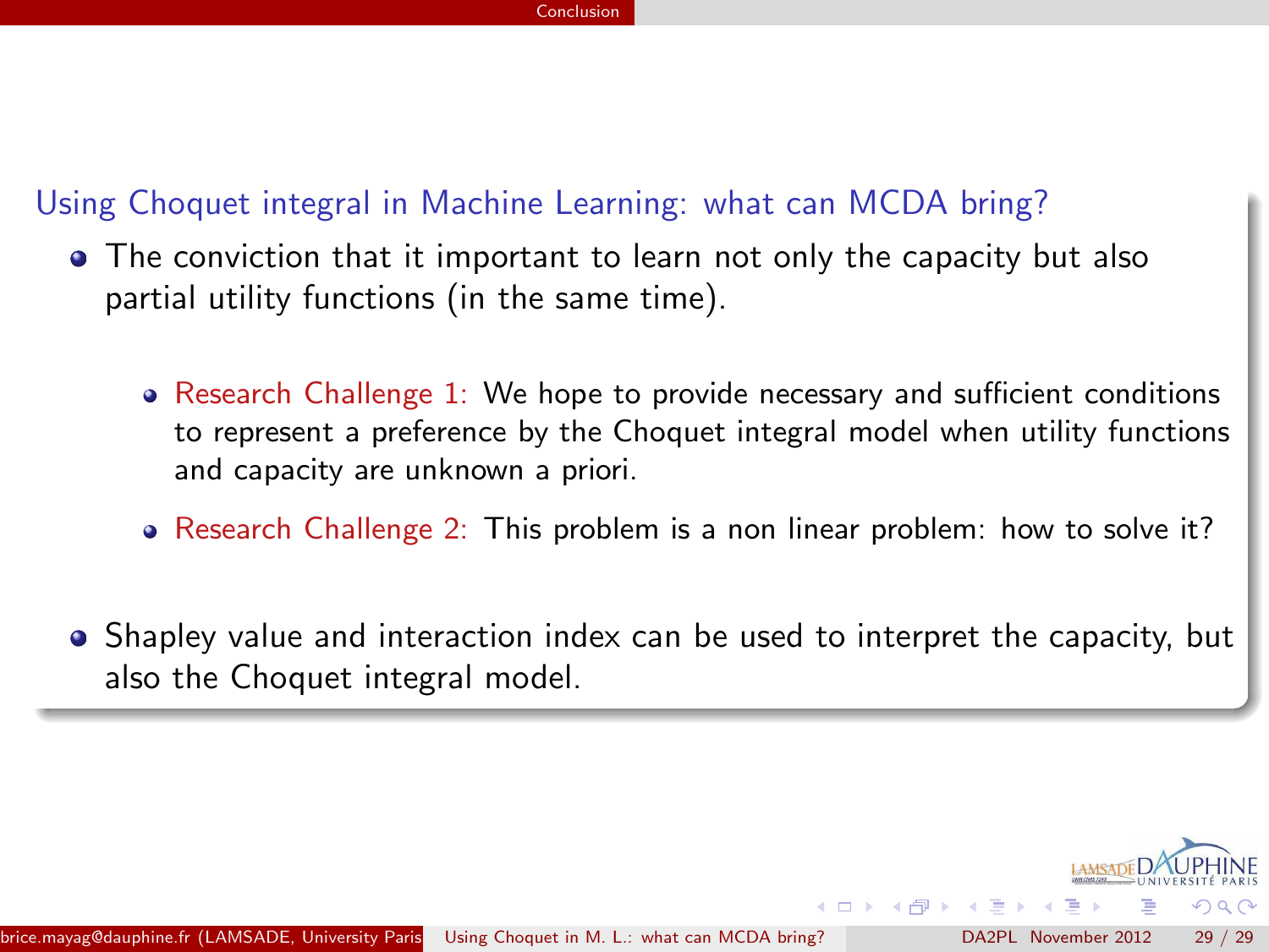## Using Choquet integral in Machine Learning: what can MCDA bring?

- The conviction that it important to learn not only the capacity but also partial utility functions (in the same time).
  - Research Challenge 1: We hope to provide necessary and sufficient conditions to represent a preference by the Choquet integral model when utility functions and capacity are unknown a priori.
  - Research Challenge 2: This problem is a non linear problem: how to solve it?
- Shapley value and interaction index can be used to interpret the capacity, but also the Choquet integral model.